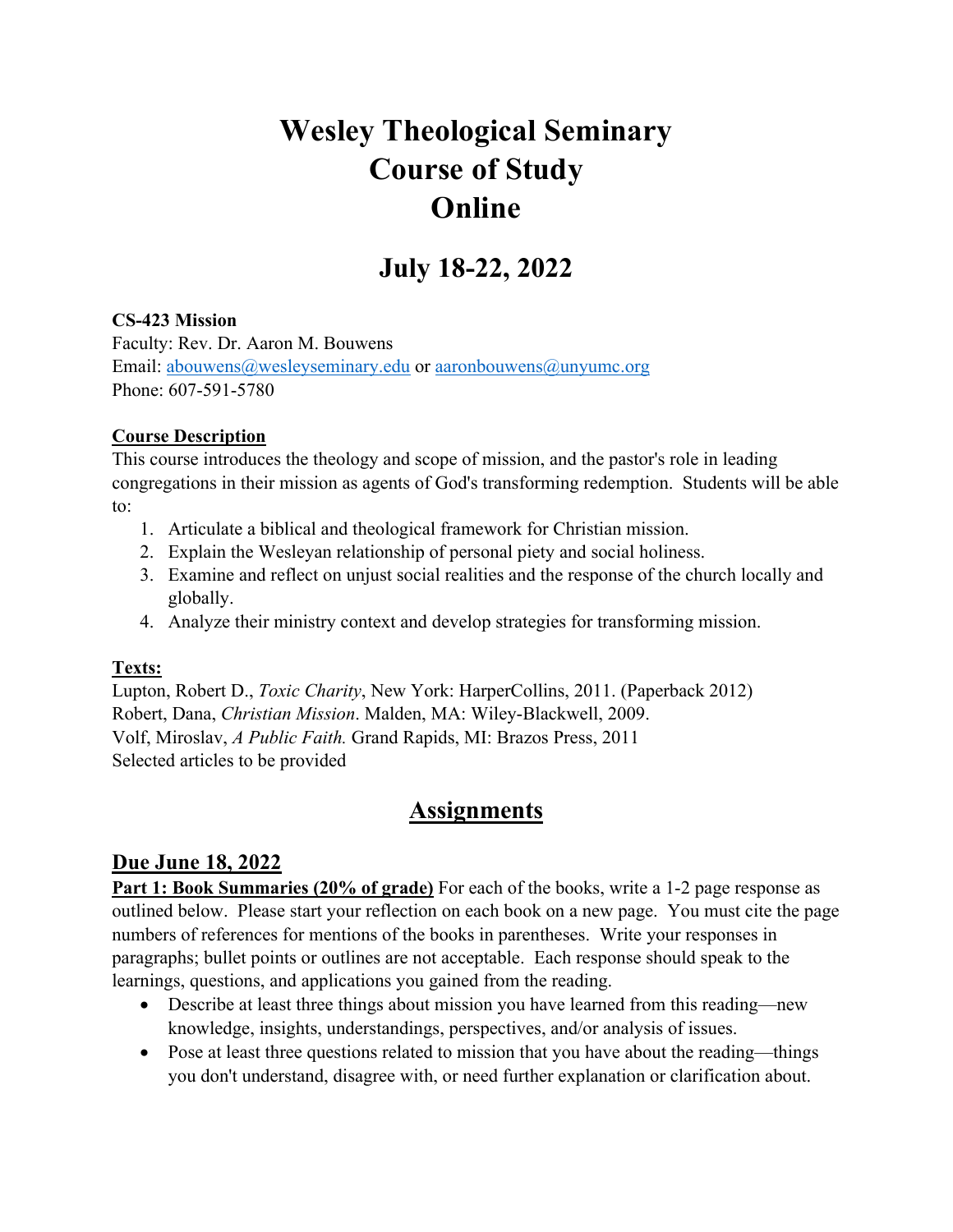# Wesley Theological Seminary
# Course of Study
# Online

## July 18-22, 2022

**CS-423 Mission**
Faculty: Rev. Dr. Aaron M. Bouwens
Email: abouwens@wesleyseminary.edu or aaronbouwens@unyumc.org
Phone: 607-591-5780

**Course Description**
This course introduces the theology and scope of mission, and the pastor's role in leading congregations in their mission as agents of God's transforming redemption. Students will be able to:

1. Articulate a biblical and theological framework for Christian mission.
2. Explain the Wesleyan relationship of personal piety and social holiness.
3. Examine and reflect on unjust social realities and the response of the church locally and globally.
4. Analyze their ministry context and develop strategies for transforming mission.

**Texts:**
Lupton, Robert D., *Toxic Charity*, New York: HarperCollins, 2011. (Paperback 2012)
Robert, Dana, *Christian Mission*. Malden, MA: Wiley-Blackwell, 2009.
Volf, Miroslav, *A Public Faith.* Grand Rapids, MI: Brazos Press, 2011
Selected articles to be provided

## Assignments

### Due June 18, 2022

**Part 1: Book Summaries (20% of grade)** For each of the books, write a 1-2 page response as outlined below. Please start your reflection on each book on a new page. You must cite the page numbers of references for mentions of the books in parentheses. Write your responses in paragraphs; bullet points or outlines are not acceptable. Each response should speak to the learnings, questions, and applications you gained from the reading.

- Describe at least three things about mission you have learned from this reading—new knowledge, insights, understandings, perspectives, and/or analysis of issues.
- Pose at least three questions related to mission that you have about the reading—things you don't understand, disagree with, or need further explanation or clarification about.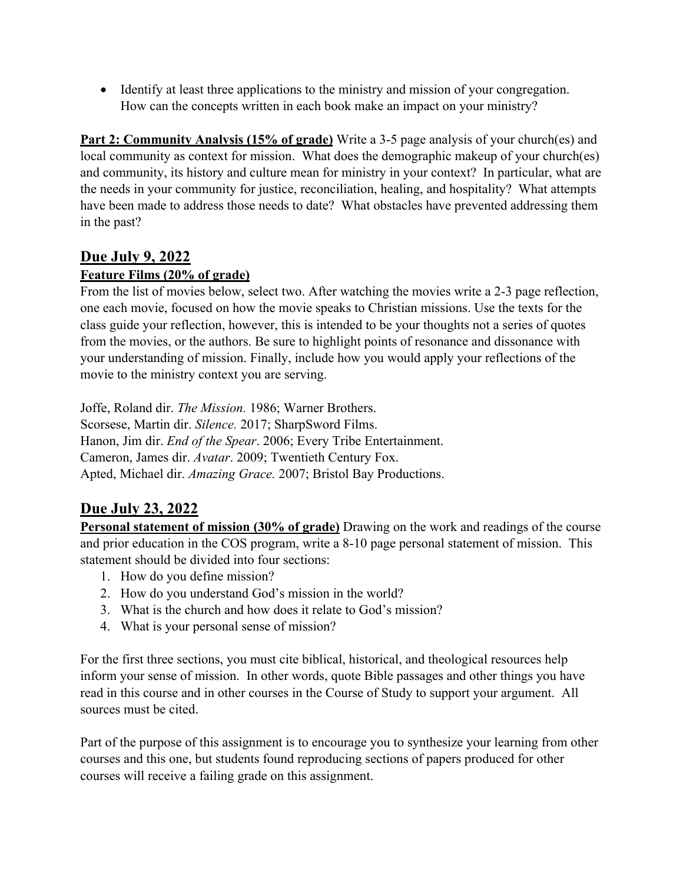- Identify at least three applications to the ministry and mission of your congregation. How can the concepts written in each book make an impact on your ministry?

**Part 2: Community Analysis (15% of grade)** Write a 3-5 page analysis of your church(es) and local community as context for mission. What does the demographic makeup of your church(es) and community, its history and culture mean for ministry in your context? In particular, what are the needs in your community for justice, reconciliation, healing, and hospitality? What attempts have been made to address those needs to date? What obstacles have prevented addressing them in the past?

## Due July 9, 2022

**Feature Films (20% of grade)**

From the list of movies below, select two. After watching the movies write a 2-3 page reflection, one each movie, focused on how the movie speaks to Christian missions. Use the texts for the class guide your reflection, however, this is intended to be your thoughts not a series of quotes from the movies, or the authors. Be sure to highlight points of resonance and dissonance with your understanding of mission. Finally, include how you would apply your reflections of the movie to the ministry context you are serving.

Joffe, Roland dir. *The Mission.* 1986; Warner Brothers.
Scorsese, Martin dir. *Silence.* 2017; SharpSword Films.
Hanon, Jim dir. *End of the Spear*. 2006; Every Tribe Entertainment.
Cameron, James dir. *Avatar*. 2009; Twentieth Century Fox.
Apted, Michael dir. *Amazing Grace.* 2007; Bristol Bay Productions.

## Due July 23, 2022

**Personal statement of mission (30% of grade)** Drawing on the work and readings of the course and prior education in the COS program, write a 8-10 page personal statement of mission. This statement should be divided into four sections:

1. How do you define mission?
2. How do you understand God's mission in the world?
3. What is the church and how does it relate to God's mission?
4. What is your personal sense of mission?

For the first three sections, you must cite biblical, historical, and theological resources help inform your sense of mission. In other words, quote Bible passages and other things you have read in this course and in other courses in the Course of Study to support your argument. All sources must be cited.

Part of the purpose of this assignment is to encourage you to synthesize your learning from other courses and this one, but students found reproducing sections of papers produced for other courses will receive a failing grade on this assignment.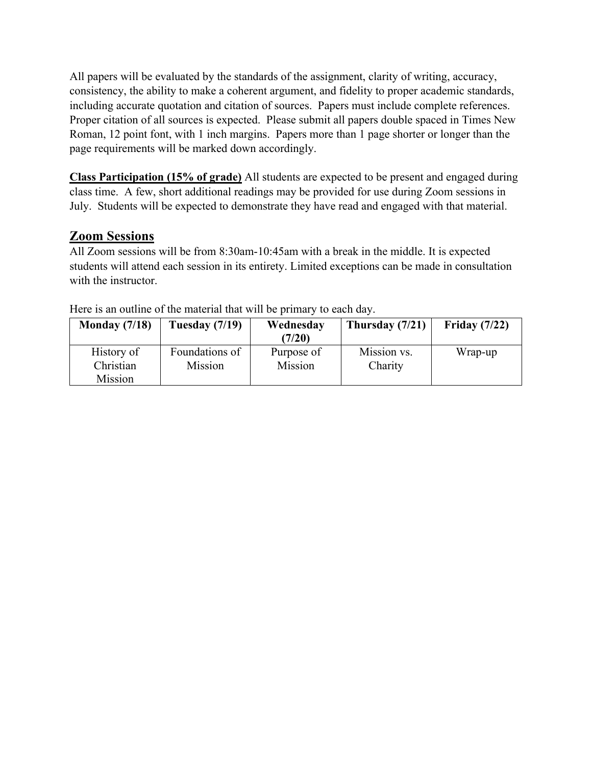All papers will be evaluated by the standards of the assignment, clarity of writing, accuracy, consistency, the ability to make a coherent argument, and fidelity to proper academic standards, including accurate quotation and citation of sources. Papers must include complete references. Proper citation of all sources is expected. Please submit all papers double spaced in Times New Roman, 12 point font, with 1 inch margins. Papers more than 1 page shorter or longer than the page requirements will be marked down accordingly.

**Class Participation (15% of grade)** All students are expected to be present and engaged during class time. A few, short additional readings may be provided for use during Zoom sessions in July. Students will be expected to demonstrate they have read and engaged with that material.

## Zoom Sessions

All Zoom sessions will be from 8:30am-10:45am with a break in the middle. It is expected students will attend each session in its entirety. Limited exceptions can be made in consultation with the instructor.

Here is an outline of the material that will be primary to each day.

| **Monday (7/18)** | **Tuesday (7/19)** | **Wednesday (7/20)** | **Thursday (7/21)** | **Friday (7/22)** |
|---|---|---|---|---|
| History of Christian Mission | Foundations of Mission | Purpose of Mission | Mission vs. Charity | Wrap-up |